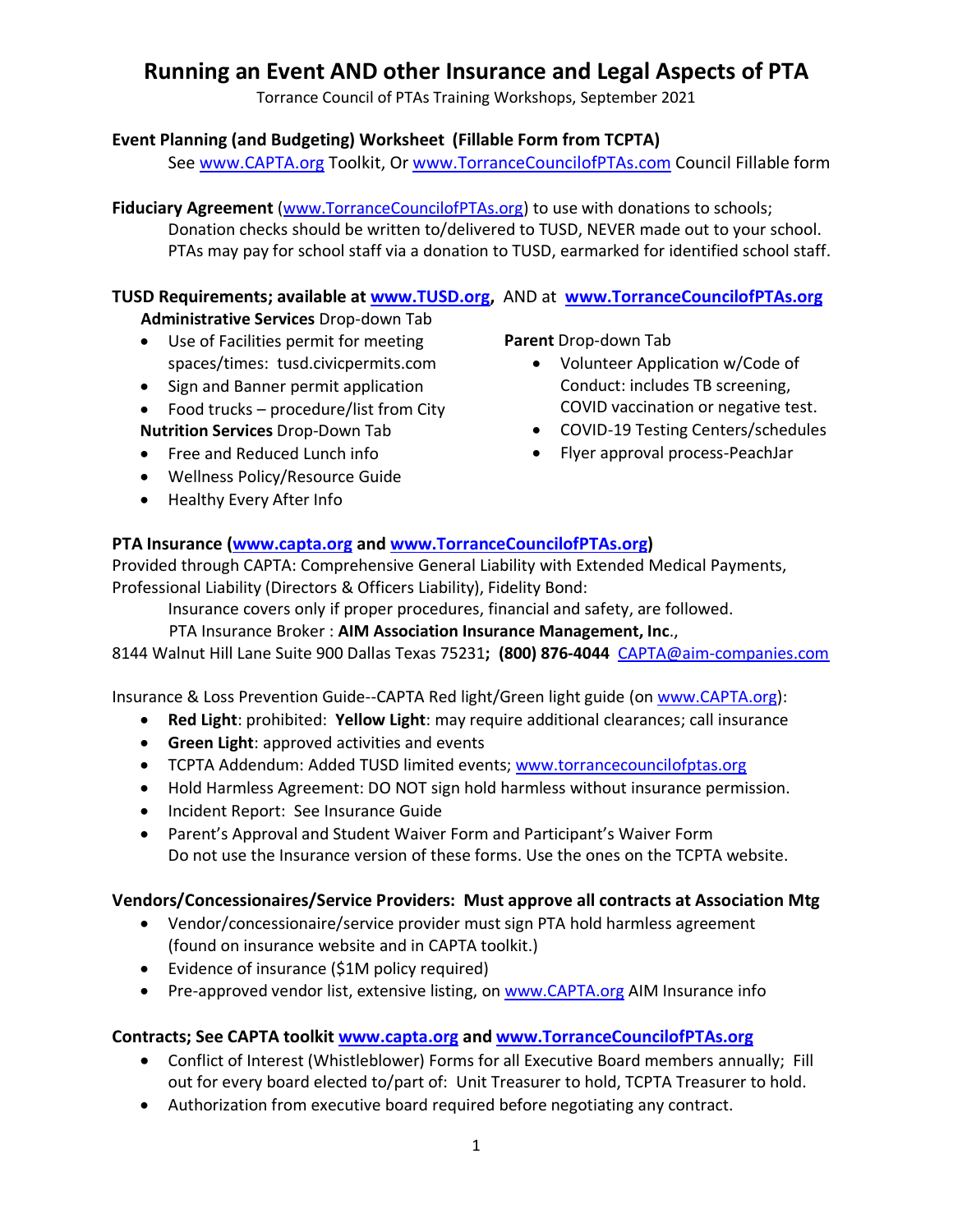# Running an Event AND other Insurance and Legal Aspects of PTA

Torrance Council of PTAs Training Workshops, September 2021

**Event Planning (and Budgeting) Worksheet (Fillable Form from TCPTA)**

See www.CAPTA.org Toolkit, Or www.TorranceCouncilofPTAs.com Council Fillable form

**Fiduciary Agreement** (www.TorranceCouncilofPTAs.org) to use with donations to schools;
Donation checks should be written to/delivered to TUSD, NEVER made out to your school.
PTAs may pay for school staff via a donation to TUSD, earmarked for identified school staff.

**TUSD Requirements; available at www.TUSD.org**, AND at **www.TorranceCouncilofPTAs.org**

**Administrative Services** Drop-down Tab

- Use of Facilities permit for meeting spaces/times: tusd.civicpermits.com
- Sign and Banner permit application
- Food trucks – procedure/list from City

**Nutrition Services** Drop-Down Tab

- Free and Reduced Lunch info
- Wellness Policy/Resource Guide
- Healthy Every After Info

**Parent** Drop-down Tab

- Volunteer Application w/Code of Conduct: includes TB screening, COVID vaccination or negative test.
- COVID-19 Testing Centers/schedules
- Flyer approval process-PeachJar

**PTA Insurance (www.capta.org and www.TorranceCouncilofPTAs.org)**

Provided through CAPTA: Comprehensive General Liability with Extended Medical Payments, Professional Liability (Directors & Officers Liability), Fidelity Bond:

Insurance covers only if proper procedures, financial and safety, are followed.

PTA Insurance Broker : **AIM Association Insurance Management, Inc**.,
8144 Walnut Hill Lane Suite 900 Dallas Texas 75231**; (800) 876-4044** CAPTA@aim-companies.com

Insurance & Loss Prevention Guide--CAPTA Red light/Green light guide (on www.CAPTA.org):

- **Red Light**: prohibited: **Yellow Light**: may require additional clearances; call insurance
- **Green Light**: approved activities and events
- TCPTA Addendum: Added TUSD limited events; www.torrancecouncilofptas.org
- Hold Harmless Agreement: DO NOT sign hold harmless without insurance permission.
- Incident Report: See Insurance Guide
- Parent's Approval and Student Waiver Form and Participant's Waiver Form
  Do not use the Insurance version of these forms. Use the ones on the TCPTA website.

**Vendors/Concessionaires/Service Providers: Must approve all contracts at Association Mtg**

- Vendor/concessionaire/service provider must sign PTA hold harmless agreement (found on insurance website and in CAPTA toolkit.)
- Evidence of insurance ($1M policy required)
- Pre-approved vendor list, extensive listing, on www.CAPTA.org AIM Insurance info

**Contracts; See CAPTA toolkit www.capta.org and www.TorranceCouncilofPTAs.org**

- Conflict of Interest (Whistleblower) Forms for all Executive Board members annually; Fill out for every board elected to/part of: Unit Treasurer to hold, TCPTA Treasurer to hold.
- Authorization from executive board required before negotiating any contract.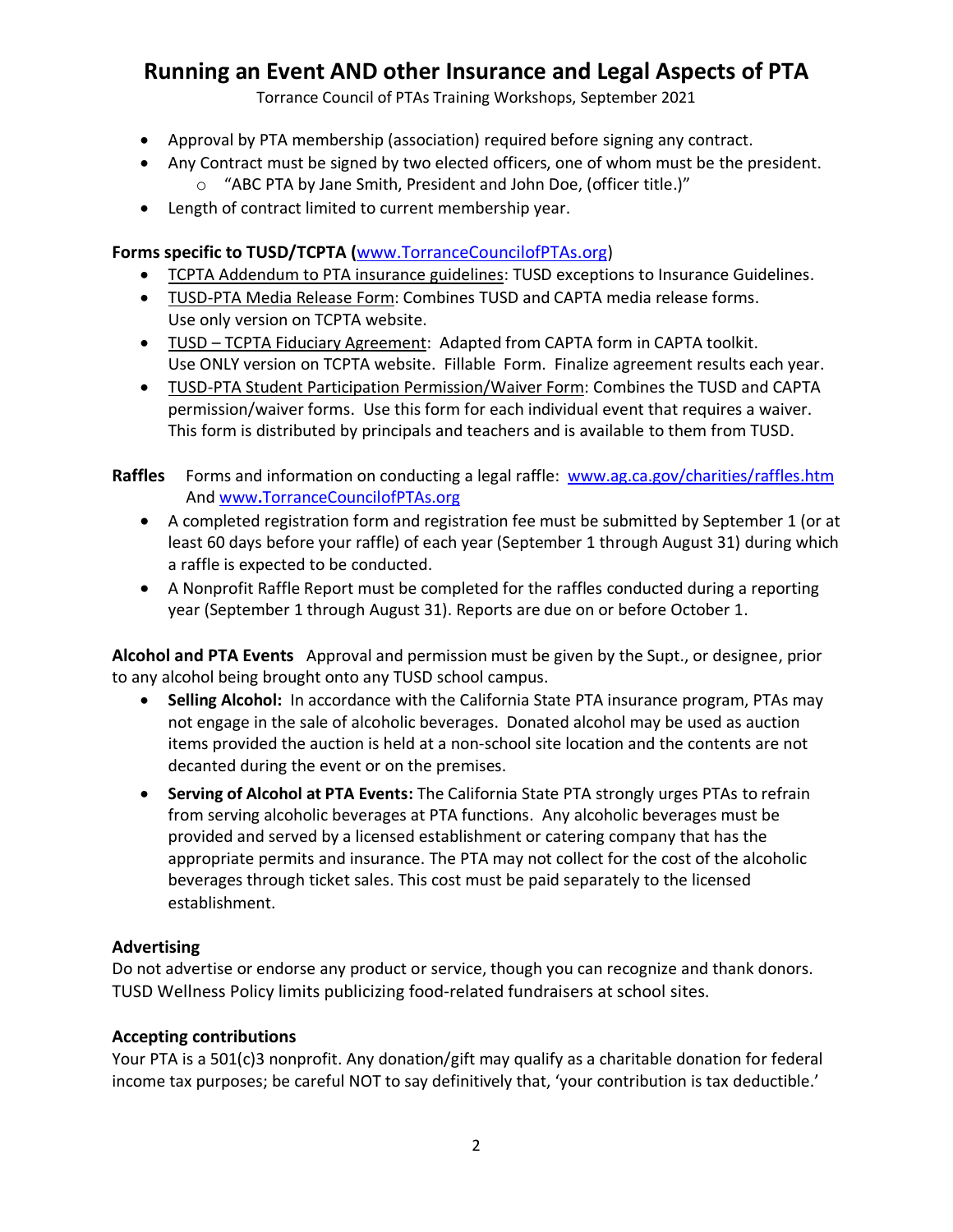# Running an Event AND other Insurance and Legal Aspects of PTA

Torrance Council of PTAs Training Workshops, September 2021

- Approval by PTA membership (association) required before signing any contract.
- Any Contract must be signed by two elected officers, one of whom must be the president.
  - "ABC PTA by Jane Smith, President and John Doe, (officer title.)"
- Length of contract limited to current membership year.

**Forms specific to TUSD/TCPTA (**www.TorranceCouncilofPTAs.org)

- TCPTA Addendum to PTA insurance guidelines: TUSD exceptions to Insurance Guidelines.
- TUSD-PTA Media Release Form: Combines TUSD and CAPTA media release forms. Use only version on TCPTA website.
- TUSD – TCPTA Fiduciary Agreement: Adapted from CAPTA form in CAPTA toolkit. Use ONLY version on TCPTA website. Fillable Form. Finalize agreement results each year.
- TUSD-PTA Student Participation Permission/Waiver Form: Combines the TUSD and CAPTA permission/waiver forms. Use this form for each individual event that requires a waiver. This form is distributed by principals and teachers and is available to them from TUSD.

**Raffles** Forms and information on conducting a legal raffle: www.ag.ca.gov/charities/raffles.htm And www.TorranceCouncilofPTAs.org

- A completed registration form and registration fee must be submitted by September 1 (or at least 60 days before your raffle) of each year (September 1 through August 31) during which a raffle is expected to be conducted.
- A Nonprofit Raffle Report must be completed for the raffles conducted during a reporting year (September 1 through August 31). Reports are due on or before October 1.

**Alcohol and PTA Events** Approval and permission must be given by the Supt., or designee, prior to any alcohol being brought onto any TUSD school campus.

- **Selling Alcohol:** In accordance with the California State PTA insurance program, PTAs may not engage in the sale of alcoholic beverages. Donated alcohol may be used as auction items provided the auction is held at a non-school site location and the contents are not decanted during the event or on the premises.
- **Serving of Alcohol at PTA Events:** The California State PTA strongly urges PTAs to refrain from serving alcoholic beverages at PTA functions. Any alcoholic beverages must be provided and served by a licensed establishment or catering company that has the appropriate permits and insurance. The PTA may not collect for the cost of the alcoholic beverages through ticket sales. This cost must be paid separately to the licensed establishment.

**Advertising**

Do not advertise or endorse any product or service, though you can recognize and thank donors. TUSD Wellness Policy limits publicizing food-related fundraisers at school sites.

**Accepting contributions**

Your PTA is a 501(c)3 nonprofit. Any donation/gift may qualify as a charitable donation for federal income tax purposes; be careful NOT to say definitively that, 'your contribution is tax deductible.'